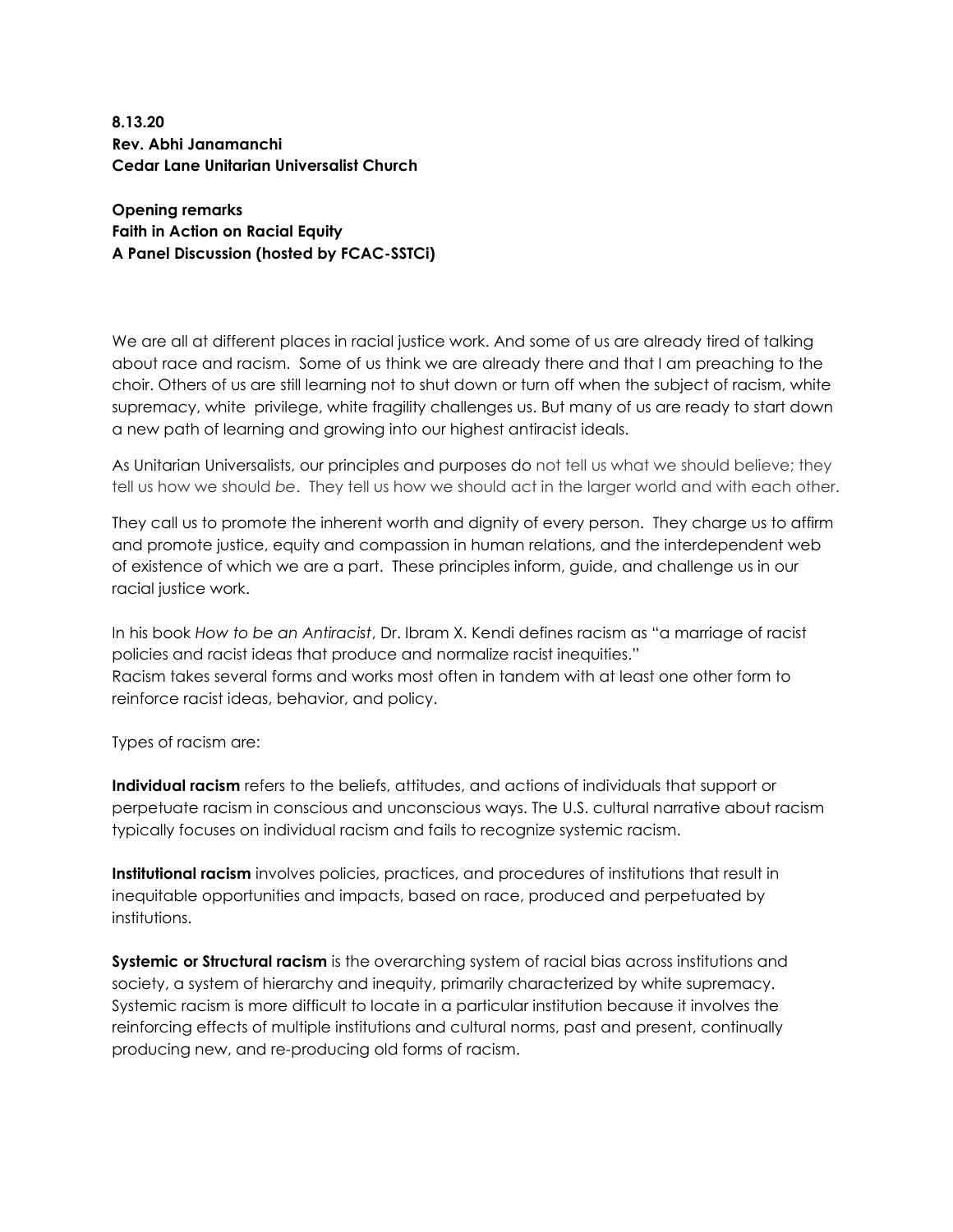**8.13.20**
**Rev. Abhi Janamanchi**
**Cedar Lane Unitarian Universalist Church**

**Opening remarks**
**Faith in Action on Racial Equity**
**A Panel Discussion (hosted by FCAC-SSTCi)**

We are all at different places in racial justice work. And some of us are already tired of talking about race and racism. Some of us think we are already there and that I am preaching to the choir. Others of us are still learning not to shut down or turn off when the subject of racism, white supremacy, white privilege, white fragility challenges us. But many of us are ready to start down a new path of learning and growing into our highest antiracist ideals.

As Unitarian Universalists, our principles and purposes do not tell us what we should believe; they tell us how we should *be*. They tell us how we should act in the larger world and with each other.

They call us to promote the inherent worth and dignity of every person. They charge us to affirm and promote justice, equity and compassion in human relations, and the interdependent web of existence of which we are a part. These principles inform, guide, and challenge us in our racial justice work.

In his book *How to be an Antiracist*, Dr. Ibram X. Kendi defines racism as "a marriage of racist policies and racist ideas that produce and normalize racist inequities."
Racism takes several forms and works most often in tandem with at least one other form to reinforce racist ideas, behavior, and policy.

Types of racism are:

**Individual racism** refers to the beliefs, attitudes, and actions of individuals that support or perpetuate racism in conscious and unconscious ways. The U.S. cultural narrative about racism typically focuses on individual racism and fails to recognize systemic racism.

**Institutional racism** involves policies, practices, and procedures of institutions that result in inequitable opportunities and impacts, based on race, produced and perpetuated by institutions.

**Systemic or Structural racism** is the overarching system of racial bias across institutions and society, a system of hierarchy and inequity, primarily characterized by white supremacy. Systemic racism is more difficult to locate in a particular institution because it involves the reinforcing effects of multiple institutions and cultural norms, past and present, continually producing new, and re-producing old forms of racism.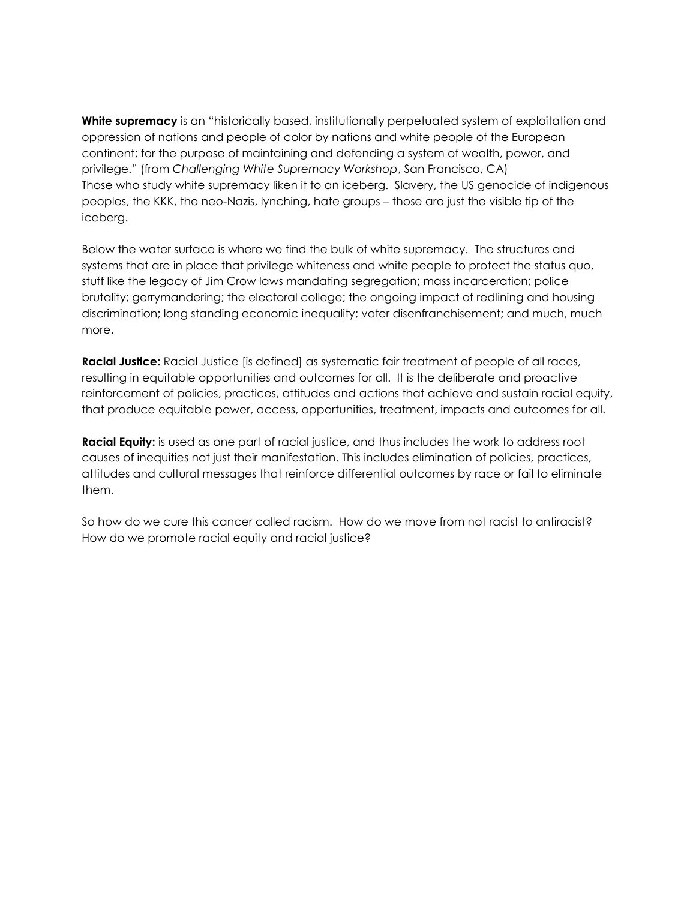**White supremacy** is an "historically based, institutionally perpetuated system of exploitation and oppression of nations and people of color by nations and white people of the European continent; for the purpose of maintaining and defending a system of wealth, power, and privilege." (from *Challenging White Supremacy Workshop*, San Francisco, CA)
Those who study white supremacy liken it to an iceberg. Slavery, the US genocide of indigenous peoples, the KKK, the neo-Nazis, lynching, hate groups – those are just the visible tip of the iceberg.

Below the water surface is where we find the bulk of white supremacy. The structures and systems that are in place that privilege whiteness and white people to protect the status quo, stuff like the legacy of Jim Crow laws mandating segregation; mass incarceration; police brutality; gerrymandering; the electoral college; the ongoing impact of redlining and housing discrimination; long standing economic inequality; voter disenfranchisement; and much, much more.

**Racial Justice:** Racial Justice [is defined] as systematic fair treatment of people of all races, resulting in equitable opportunities and outcomes for all. It is the deliberate and proactive reinforcement of policies, practices, attitudes and actions that achieve and sustain racial equity, that produce equitable power, access, opportunities, treatment, impacts and outcomes for all.

**Racial Equity:** is used as one part of racial justice, and thus includes the work to address root causes of inequities not just their manifestation. This includes elimination of policies, practices, attitudes and cultural messages that reinforce differential outcomes by race or fail to eliminate them.

So how do we cure this cancer called racism. How do we move from not racist to antiracist? How do we promote racial equity and racial justice?